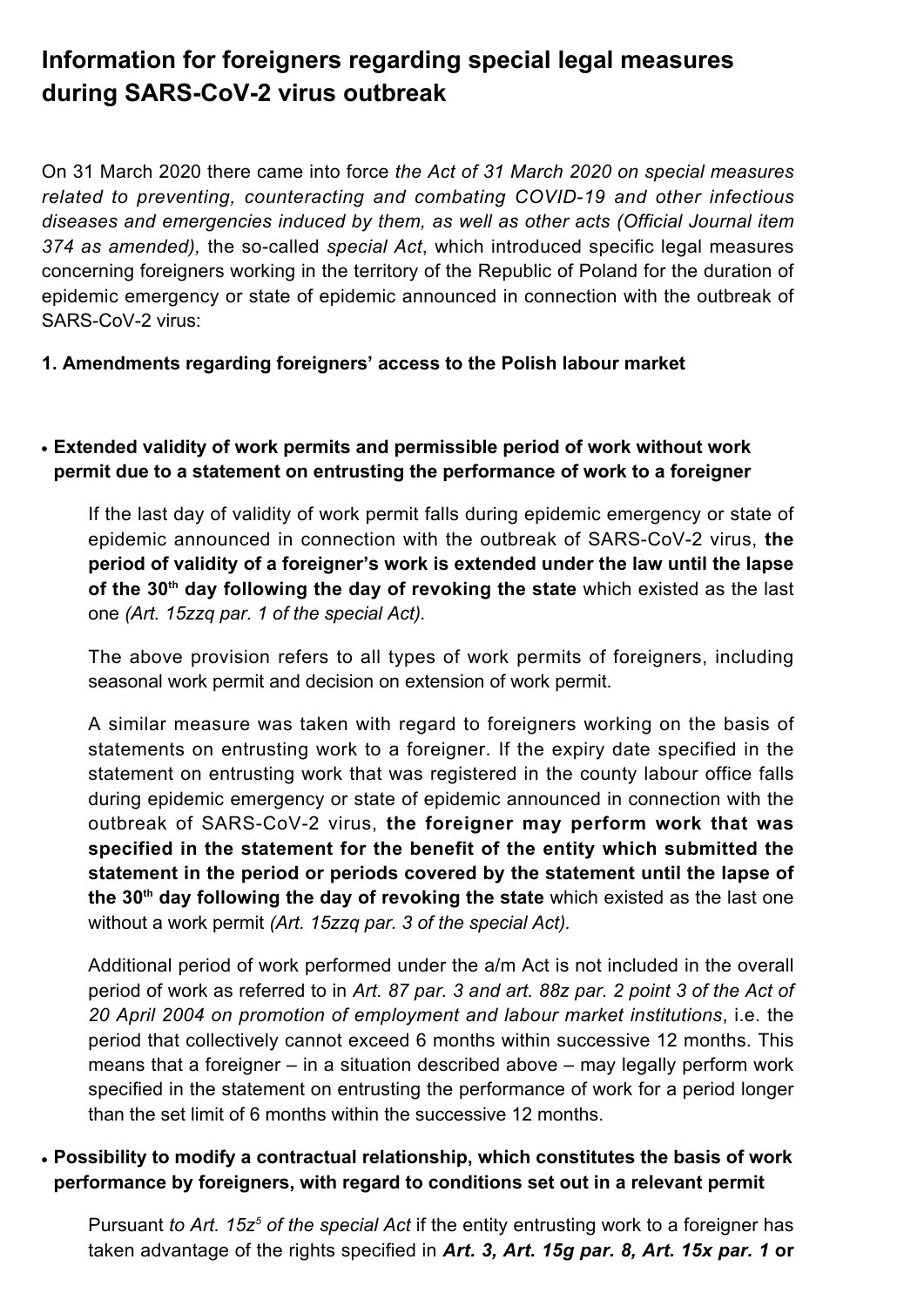# Information for foreigners regarding special legal measures during SARS-CoV-2 virus outbreak

On 31 March 2020 there came into force *the Act of 31 March 2020 on special measures related to preventing, counteracting and combating COVID-19 and other infectious diseases and emergencies induced by them, as well as other acts (Official Journal item 374 as amended),* the so-called *special Act*, which introduced specific legal measures concerning foreigners working in the territory of the Republic of Poland for the duration of epidemic emergency or state of epidemic announced in connection with the outbreak of SARS-CoV-2 virus:

**1. Amendments regarding foreigners' access to the Polish labour market**

- **Extended validity of work permits and permissible period of work without work permit due to a statement on entrusting the performance of work to a foreigner**

  If the last day of validity of work permit falls during epidemic emergency or state of epidemic announced in connection with the outbreak of SARS-CoV-2 virus, **the period of validity of a foreigner's work is extended under the law until the lapse of the 30th day following the day of revoking the state** which existed as the last one *(Art. 15zzq par. 1 of the special Act).*

  The above provision refers to all types of work permits of foreigners, including seasonal work permit and decision on extension of work permit.

  A similar measure was taken with regard to foreigners working on the basis of statements on entrusting work to a foreigner. If the expiry date specified in the statement on entrusting work that was registered in the county labour office falls during epidemic emergency or state of epidemic announced in connection with the outbreak of SARS-CoV-2 virus, **the foreigner may perform work that was specified in the statement for the benefit of the entity which submitted the statement in the period or periods covered by the statement until the lapse of the 30th day following the day of revoking the state** which existed as the last one without a work permit *(Art. 15zzq par. 3 of the special Act).*

  Additional period of work performed under the a/m Act is not included in the overall period of work as referred to in *Art. 87 par. 3 and art. 88z par. 2 point 3 of the Act of 20 April 2004 on promotion of employment and labour market institutions*, i.e. the period that collectively cannot exceed 6 months within successive 12 months. This means that a foreigner – in a situation described above – may legally perform work specified in the statement on entrusting the performance of work for a period longer than the set limit of 6 months within the successive 12 months.

- **Possibility to modify a contractual relationship, which constitutes the basis of work performance by foreigners, with regard to conditions set out in a relevant permit**

  Pursuant *to Art. 15z[5] of the special Act* if the entity entrusting work to a foreigner has taken advantage of the rights specified in ***Art. 3, Art. 15g par. 8, Art. 15x par. 1*** **or**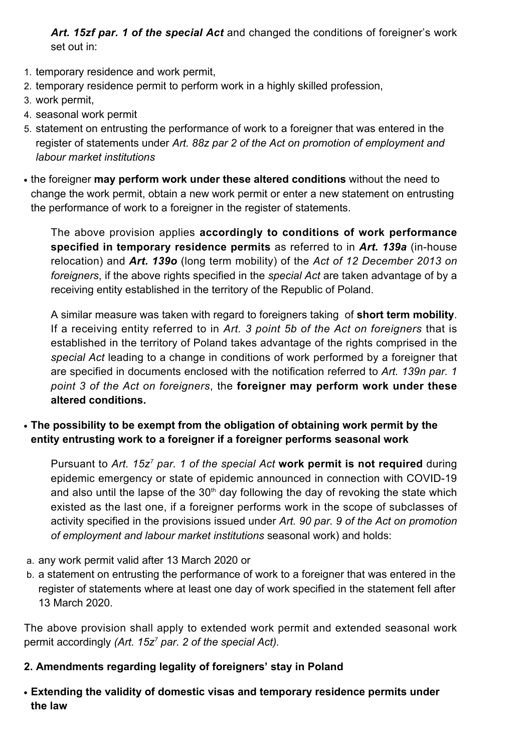***Art. 15zf par. 1 of the special Act*** and changed the conditions of foreigner's work set out in:

1. temporary residence and work permit,
2. temporary residence permit to perform work in a highly skilled profession,
3. work permit,
4. seasonal work permit
5. statement on entrusting the performance of work to a foreigner that was entered in the register of statements under *Art. 88z par 2 of the Act on promotion of employment and labour market institutions*

- the foreigner **may perform work under these altered conditions** without the need to change the work permit, obtain a new work permit or enter a new statement on entrusting the performance of work to a foreigner in the register of statements.

The above provision applies **accordingly to conditions of work performance specified in temporary residence permits** as referred to in ***Art. 139a*** (in-house relocation) and ***Art. 139o*** (long term mobility) of the *Act of 12 December 2013 on foreigners*, if the above rights specified in the *special Act* are taken advantage of by a receiving entity established in the territory of the Republic of Poland.

A similar measure was taken with regard to foreigners taking of **short term mobility**. If a receiving entity referred to in *Art. 3 point 5b of the Act on foreigners* that is established in the territory of Poland takes advantage of the rights comprised in the *special Act* leading to a change in conditions of work performed by a foreigner that are specified in documents enclosed with the notification referred to *Art. 139n par. 1 point 3 of the Act on foreigners*, the **foreigner may perform work under these altered conditions.**

- **The possibility to be exempt from the obligation of obtaining work permit by the entity entrusting work to a foreigner if a foreigner performs seasonal work**

Pursuant to *Art. 15z[7] par. 1 of the special Act* **work permit is not required** during epidemic emergency or state of epidemic announced in connection with COVID-19 and also until the lapse of the 30th day following the day of revoking the state which existed as the last one, if a foreigner performs work in the scope of subclasses of activity specified in the provisions issued under *Art. 90 par. 9 of the Act on promotion of employment and labour market institutions* seasonal work) and holds:

a. any work permit valid after 13 March 2020 or
b. a statement on entrusting the performance of work to a foreigner that was entered in the register of statements where at least one day of work specified in the statement fell after 13 March 2020.

The above provision shall apply to extended work permit and extended seasonal work permit accordingly *(Art. 15z[7] par. 2 of the special Act).*

**2. Amendments regarding legality of foreigners' stay in Poland**

- **Extending the validity of domestic visas and temporary residence permits under the law**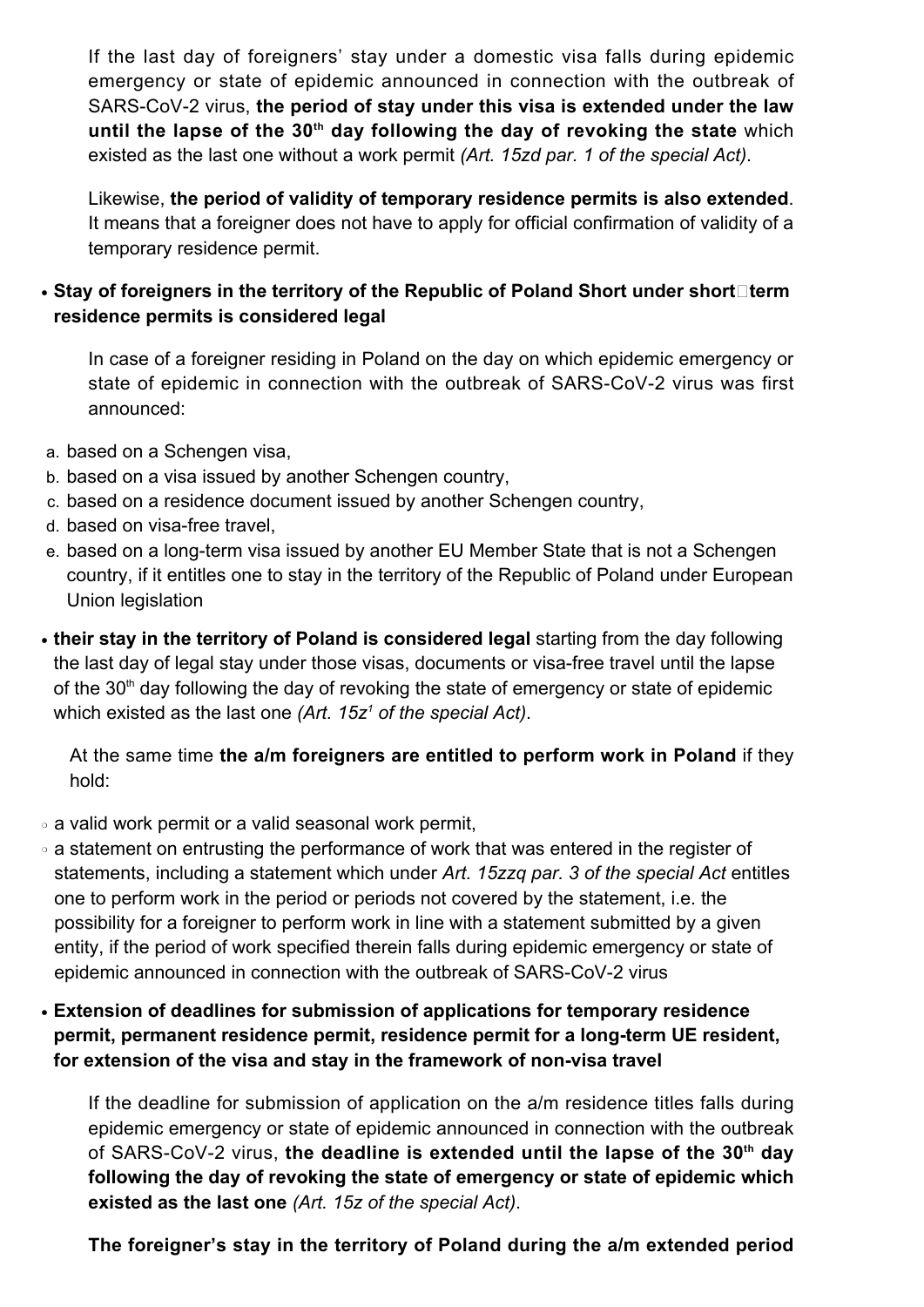If the last day of foreigners' stay under a domestic visa falls during epidemic emergency or state of epidemic announced in connection with the outbreak of SARS-CoV-2 virus, **the period of stay under this visa is extended under the law until the lapse of the 30th day following the day of revoking the state** which existed as the last one without a work permit *(Art. 15zd par. 1 of the special Act)*.

Likewise, **the period of validity of temporary residence permits is also extended**. It means that a foreigner does not have to apply for official confirmation of validity of a temporary residence permit.

- **Stay of foreigners in the territory of the Republic of Poland Short under short term residence permits is considered legal**

In case of a foreigner residing in Poland on the day on which epidemic emergency or state of epidemic in connection with the outbreak of SARS-CoV-2 virus was first announced:

a. based on a Schengen visa,
b. based on a visa issued by another Schengen country,
c. based on a residence document issued by another Schengen country,
d. based on visa-free travel,
e. based on a long-term visa issued by another EU Member State that is not a Schengen country, if it entitles one to stay in the territory of the Republic of Poland under European Union legislation

- **their stay in the territory of Poland is considered legal** starting from the day following the last day of legal stay under those visas, documents or visa-free travel until the lapse of the 30th day following the day of revoking the state of emergency or state of epidemic which existed as the last one *(Art. 15z[1] of the special Act)*.

At the same time **the a/m foreigners are entitled to perform work in Poland** if they hold:

- a valid work permit or a valid seasonal work permit,
- a statement on entrusting the performance of work that was entered in the register of statements, including a statement which under *Art. 15zzq par. 3 of the special Act* entitles one to perform work in the period or periods not covered by the statement, i.e. the possibility for a foreigner to perform work in line with a statement submitted by a given entity, if the period of work specified therein falls during epidemic emergency or state of epidemic announced in connection with the outbreak of SARS-CoV-2 virus

- **Extension of deadlines for submission of applications for temporary residence permit, permanent residence permit, residence permit for a long-term UE resident, for extension of the visa and stay in the framework of non-visa travel**

If the deadline for submission of application on the a/m residence titles falls during epidemic emergency or state of epidemic announced in connection with the outbreak of SARS-CoV-2 virus, **the deadline is extended until the lapse of the 30th day following the day of revoking the state of emergency or state of epidemic which existed as the last one** *(Art. 15z of the special Act)*.

**The foreigner's stay in the territory of Poland during the a/m extended period**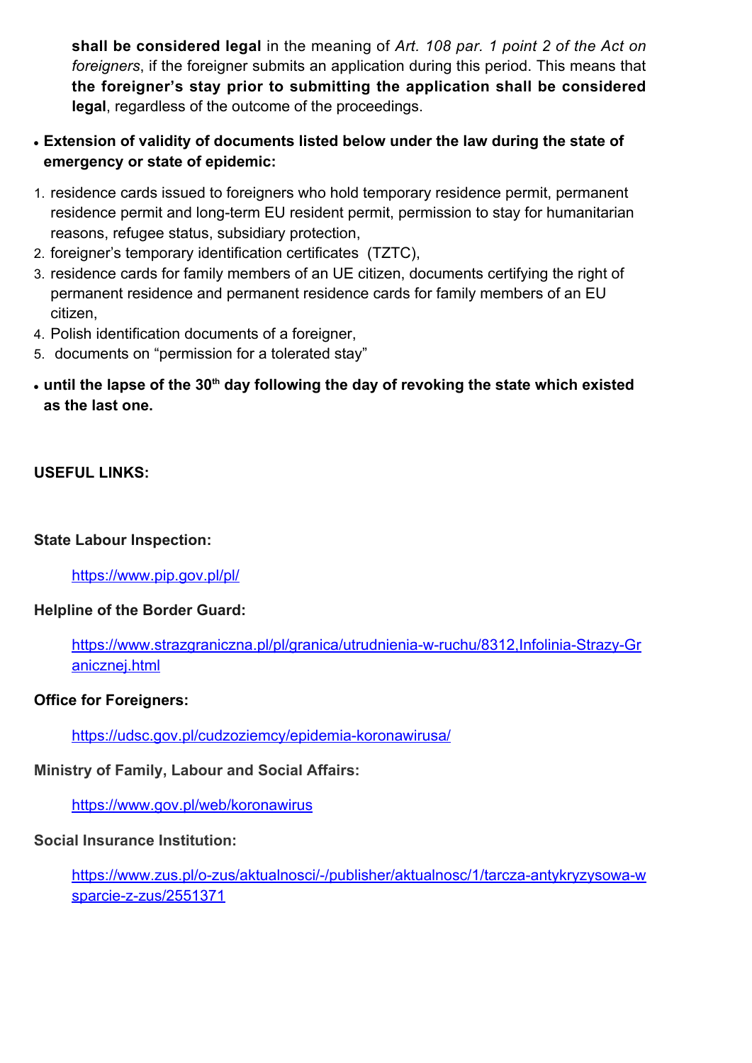**shall be considered legal** in the meaning of *Art. 108 par. 1 point 2 of the Act on foreigners*, if the foreigner submits an application during this period. This means that **the foreigner's stay prior to submitting the application shall be considered legal**, regardless of the outcome of the proceedings.

- **Extension of validity of documents listed below under the law during the state of emergency or state of epidemic:**

1. residence cards issued to foreigners who hold temporary residence permit, permanent residence permit and long-term EU resident permit, permission to stay for humanitarian reasons, refugee status, subsidiary protection,
2. foreigner's temporary identification certificates (TZTC),
3. residence cards for family members of an UE citizen, documents certifying the right of permanent residence and permanent residence cards for family members of an EU citizen,
4. Polish identification documents of a foreigner,
5. documents on "permission for a tolerated stay"

- **until the lapse of the 30th day following the day of revoking the state which existed as the last one.**

**USEFUL LINKS:**

**State Labour Inspection:**

https://www.pip.gov.pl/pl/

**Helpline of the Border Guard:**

https://www.strazgraniczna.pl/pl/granica/utrudnienia-w-ruchu/8312,Infolinia-Strazy-Granicznej.html

**Office for Foreigners:**

https://udsc.gov.pl/cudzoziemcy/epidemia-koronawirusa/

**Ministry of Family, Labour and Social Affairs:**

https://www.gov.pl/web/koronawirus

**Social Insurance Institution:**

https://www.zus.pl/o-zus/aktualnosci/-/publisher/aktualnosc/1/tarcza-antykryzysowa-wsparcie-z-zus/2551371